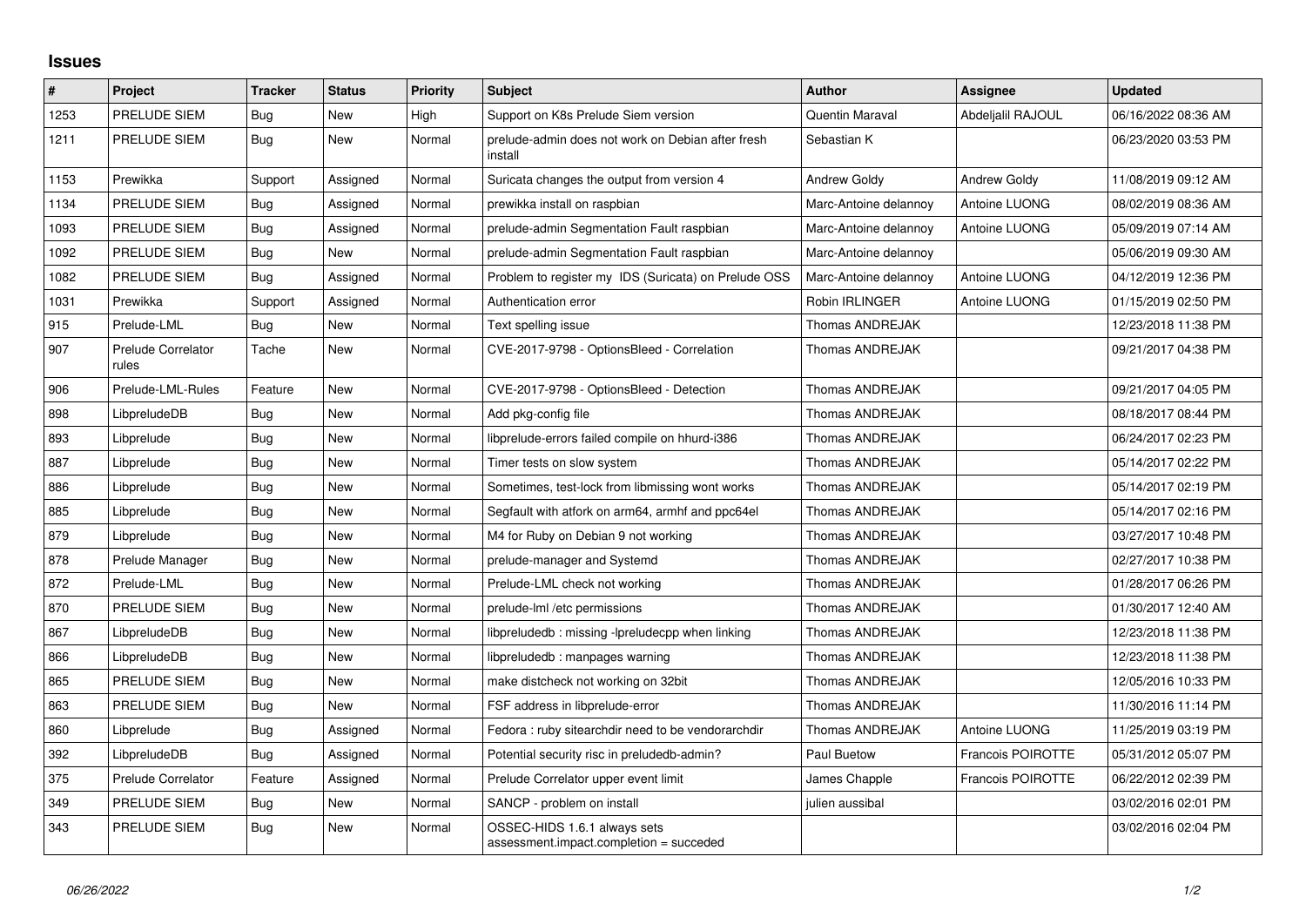## Issues

| # | Project | Tracker | Status | Priority | Subject | Author | Assignee | Updated |
|---|---|---|---|---|---|---|---|---|
| 1253 | PRELUDE SIEM | Bug | New | High | Support on K8s Prelude Siem version | Quentin Maraval | Abdeljalil RAJOUL | 06/16/2022 08:36 AM |
| 1211 | PRELUDE SIEM | Bug | New | Normal | prelude-admin does not work on Debian after fresh install | Sebastian K | | 06/23/2020 03:53 PM |
| 1153 | Prewikka | Support | Assigned | Normal | Suricata changes the output from version 4 | Andrew Goldy | Andrew Goldy | 11/08/2019 09:12 AM |
| 1134 | PRELUDE SIEM | Bug | Assigned | Normal | prewikka install on raspbian | Marc-Antoine delannoy | Antoine LUONG | 08/02/2019 08:36 AM |
| 1093 | PRELUDE SIEM | Bug | Assigned | Normal | prelude-admin Segmentation Fault raspbian | Marc-Antoine delannoy | Antoine LUONG | 05/09/2019 07:14 AM |
| 1092 | PRELUDE SIEM | Bug | New | Normal | prelude-admin Segmentation Fault raspbian | Marc-Antoine delannoy | | 05/06/2019 09:30 AM |
| 1082 | PRELUDE SIEM | Bug | Assigned | Normal | Problem to register my IDS (Suricata) on Prelude OSS | Marc-Antoine delannoy | Antoine LUONG | 04/12/2019 12:36 PM |
| 1031 | Prewikka | Support | Assigned | Normal | Authentication error | Robin IRLINGER | Antoine LUONG | 01/15/2019 02:50 PM |
| 915 | Prelude-LML | Bug | New | Normal | Text spelling issue | Thomas ANDREJAK | | 12/23/2018 11:38 PM |
| 907 | Prelude Correlator rules | Tache | New | Normal | CVE-2017-9798 - OptionsBleed - Correlation | Thomas ANDREJAK | | 09/21/2017 04:38 PM |
| 906 | Prelude-LML-Rules | Feature | New | Normal | CVE-2017-9798 - OptionsBleed - Detection | Thomas ANDREJAK | | 09/21/2017 04:05 PM |
| 898 | LibpreludeDB | Bug | New | Normal | Add pkg-config file | Thomas ANDREJAK | | 08/18/2017 08:44 PM |
| 893 | Libprelude | Bug | New | Normal | libprelude-errors failed compile on hhurd-i386 | Thomas ANDREJAK | | 06/24/2017 02:23 PM |
| 887 | Libprelude | Bug | New | Normal | Timer tests on slow system | Thomas ANDREJAK | | 05/14/2017 02:22 PM |
| 886 | Libprelude | Bug | New | Normal | Sometimes, test-lock from libmissing wont works | Thomas ANDREJAK | | 05/14/2017 02:19 PM |
| 885 | Libprelude | Bug | New | Normal | Segfault with atfork on arm64, armhf and ppc64el | Thomas ANDREJAK | | 05/14/2017 02:16 PM |
| 879 | Libprelude | Bug | New | Normal | M4 for Ruby on Debian 9 not working | Thomas ANDREJAK | | 03/27/2017 10:48 PM |
| 878 | Prelude Manager | Bug | New | Normal | prelude-manager and Systemd | Thomas ANDREJAK | | 02/27/2017 10:38 PM |
| 872 | Prelude-LML | Bug | New | Normal | Prelude-LML check not working | Thomas ANDREJAK | | 01/28/2017 06:26 PM |
| 870 | PRELUDE SIEM | Bug | New | Normal | prelude-lml /etc permissions | Thomas ANDREJAK | | 01/30/2017 12:40 AM |
| 867 | LibpreludeDB | Bug | New | Normal | libpreludedb : missing -lpreludecpp when linking | Thomas ANDREJAK | | 12/23/2018 11:38 PM |
| 866 | LibpreludeDB | Bug | New | Normal | libpreludedb : manpages warning | Thomas ANDREJAK | | 12/23/2018 11:38 PM |
| 865 | PRELUDE SIEM | Bug | New | Normal | make distcheck not working on 32bit | Thomas ANDREJAK | | 12/05/2016 10:33 PM |
| 863 | PRELUDE SIEM | Bug | New | Normal | FSF address in libprelude-error | Thomas ANDREJAK | | 11/30/2016 11:14 PM |
| 860 | Libprelude | Bug | Assigned | Normal | Fedora : ruby sitearchdir need to be vendorarchdir | Thomas ANDREJAK | Antoine LUONG | 11/25/2019 03:19 PM |
| 392 | LibpreludeDB | Bug | Assigned | Normal | Potential security risc in preludedb-admin? | Paul Buetow | Francois POIROTTE | 05/31/2012 05:07 PM |
| 375 | Prelude Correlator | Feature | Assigned | Normal | Prelude Correlator upper event limit | James Chapple | Francois POIROTTE | 06/22/2012 02:39 PM |
| 349 | PRELUDE SIEM | Bug | New | Normal | SANCP - problem on install | julien aussibal | | 03/02/2016 02:01 PM |
| 343 | PRELUDE SIEM | Bug | New | Normal | OSSEC-HIDS 1.6.1 always sets assessment.impact.completion = succeded | | | 03/02/2016 02:04 PM |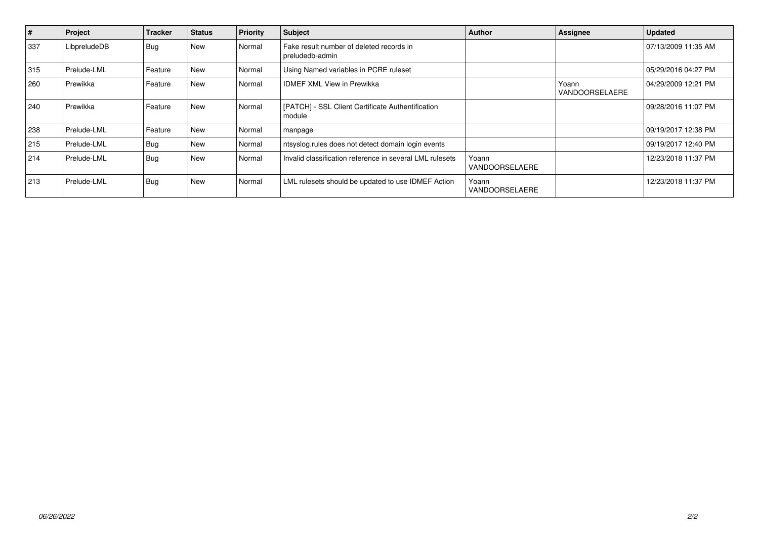| # | Project | Tracker | Status | Priority | Subject | Author | Assignee | Updated |
|---|---|---|---|---|---|---|---|---|
| 337 | LibpreludeDB | Bug | New | Normal | Fake result number of deleted records in preludedb-admin | | | 07/13/2009 11:35 AM |
| 315 | Prelude-LML | Feature | New | Normal | Using Named variables in PCRE ruleset | | | 05/29/2016 04:27 PM |
| 260 | Prewikka | Feature | New | Normal | IDMEF XML View in Prewikka | | Yoann VANDOORSELAERE | 04/29/2009 12:21 PM |
| 240 | Prewikka | Feature | New | Normal | [PATCH] - SSL Client Certificate Authentification module | | | 09/28/2016 11:07 PM |
| 238 | Prelude-LML | Feature | New | Normal | manpage | | | 09/19/2017 12:38 PM |
| 215 | Prelude-LML | Bug | New | Normal | ntsyslog.rules does not detect domain login events | | | 09/19/2017 12:40 PM |
| 214 | Prelude-LML | Bug | New | Normal | Invalid classification reference in several LML rulesets | Yoann VANDOORSELAERE | | 12/23/2018 11:37 PM |
| 213 | Prelude-LML | Bug | New | Normal | LML rulesets should be updated to use IDMEF Action | Yoann VANDOORSELAERE | | 12/23/2018 11:37 PM |